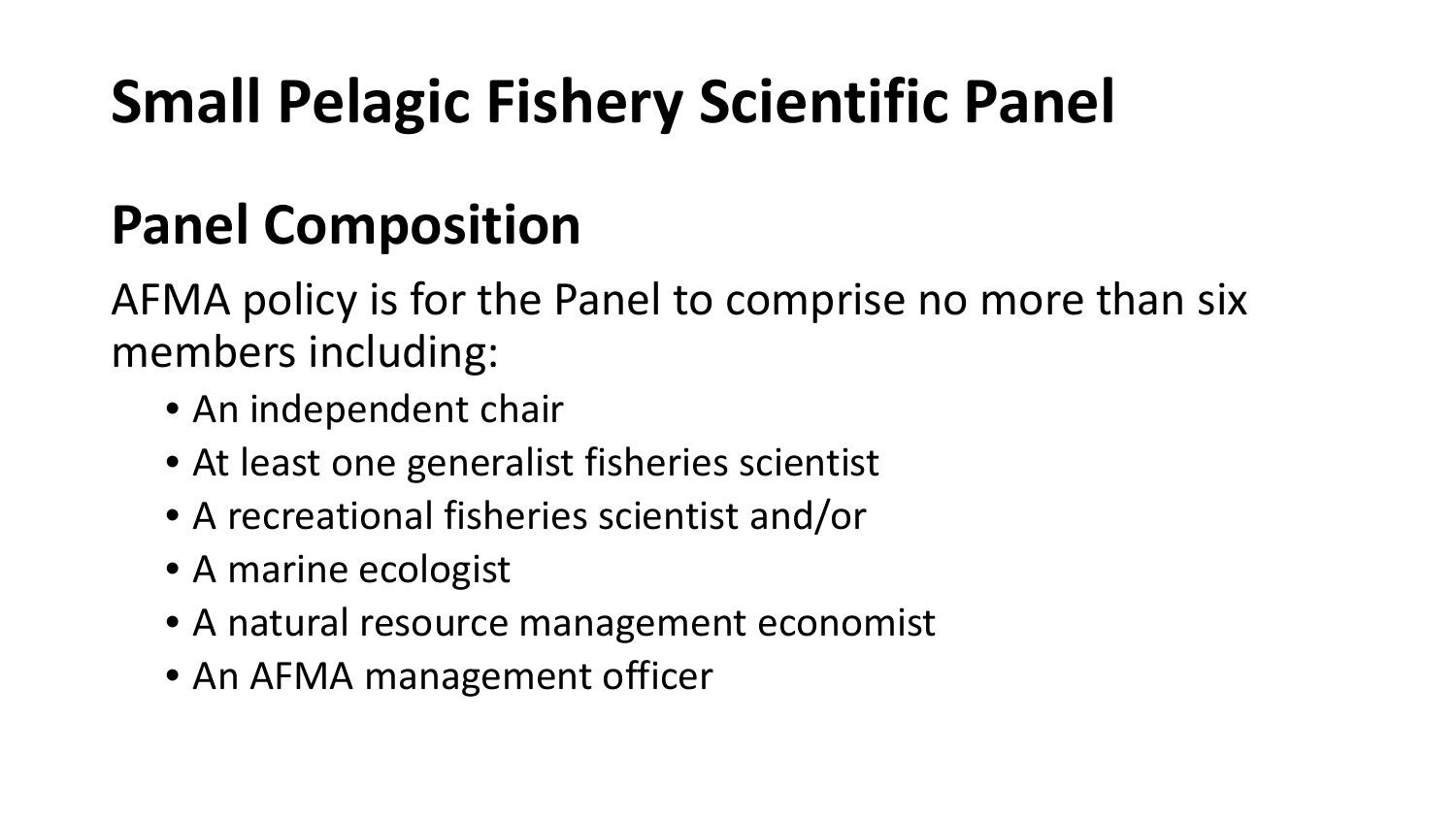# Small Pelagic Fishery Scientific Panel

## Panel Composition

AFMA policy is for the Panel to comprise no more than six members including:

- An independent chair
- At least one generalist fisheries scientist
- A recreational fisheries scientist and/or
- A marine ecologist
- A natural resource management economist
- An AFMA management officer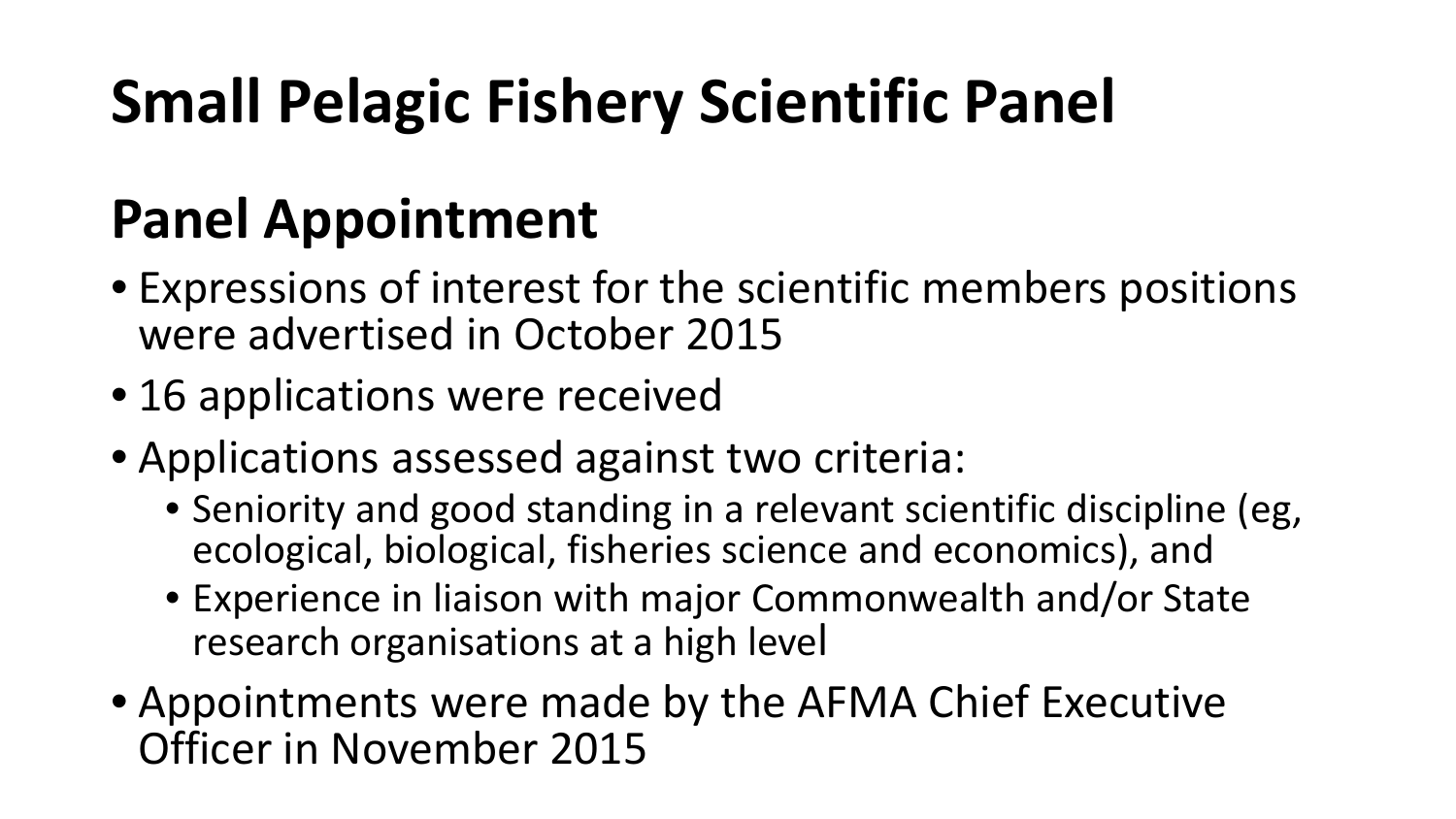# Small Pelagic Fishery Scientific Panel

## Panel Appointment

- Expressions of interest for the scientific members positions were advertised in October 2015
- 16 applications were received
- Applications assessed against two criteria:
  - Seniority and good standing in a relevant scientific discipline (eg, ecological, biological, fisheries science and economics), and
  - Experience in liaison with major Commonwealth and/or State research organisations at a high level
- Appointments were made by the AFMA Chief Executive Officer in November 2015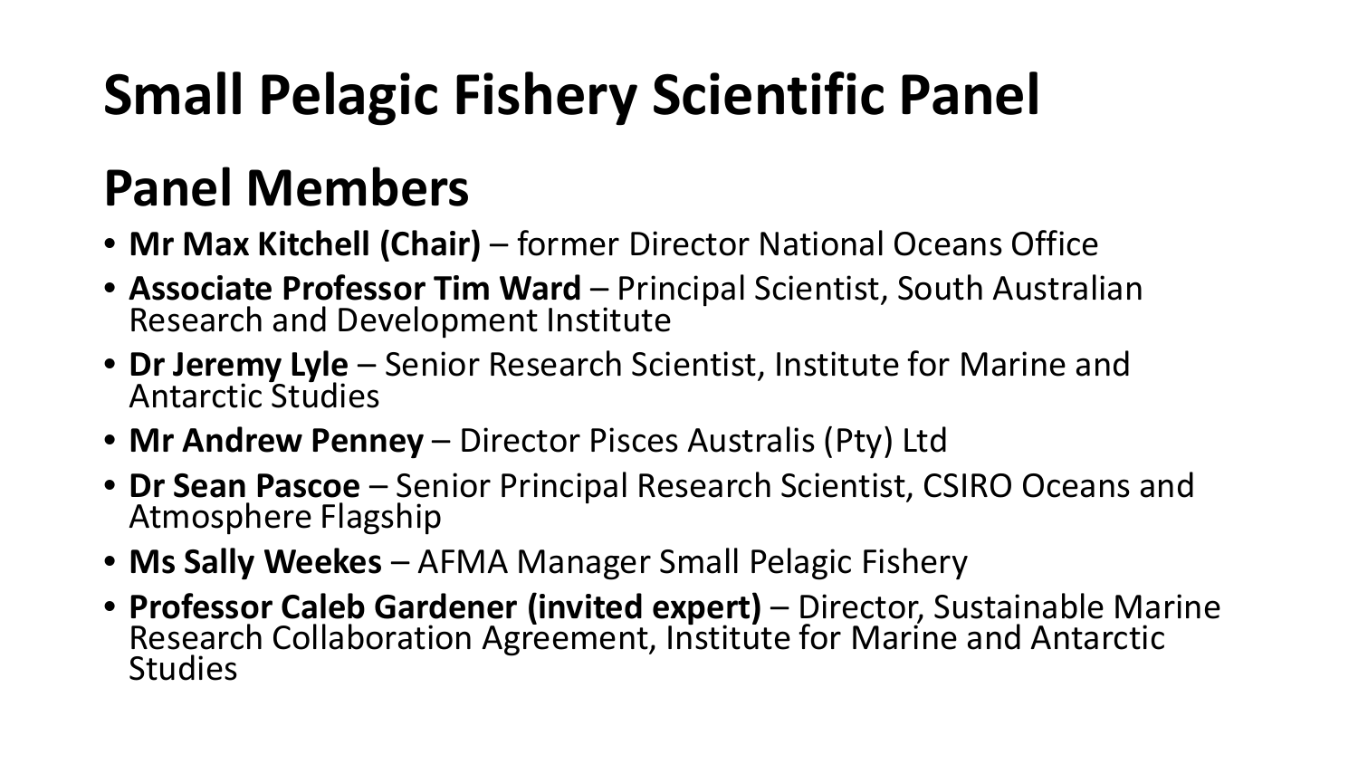# Small Pelagic Fishery Scientific Panel

## Panel Members

- **Mr Max Kitchell (Chair)** – former Director National Oceans Office
- **Associate Professor Tim Ward** – Principal Scientist, South Australian Research and Development Institute
- **Dr Jeremy Lyle** – Senior Research Scientist, Institute for Marine and Antarctic Studies
- **Mr Andrew Penney** – Director Pisces Australis (Pty) Ltd
- **Dr Sean Pascoe** – Senior Principal Research Scientist, CSIRO Oceans and Atmosphere Flagship
- **Ms Sally Weekes** – AFMA Manager Small Pelagic Fishery
- **Professor Caleb Gardener (invited expert)** – Director, Sustainable Marine Research Collaboration Agreement, Institute for Marine and Antarctic Studies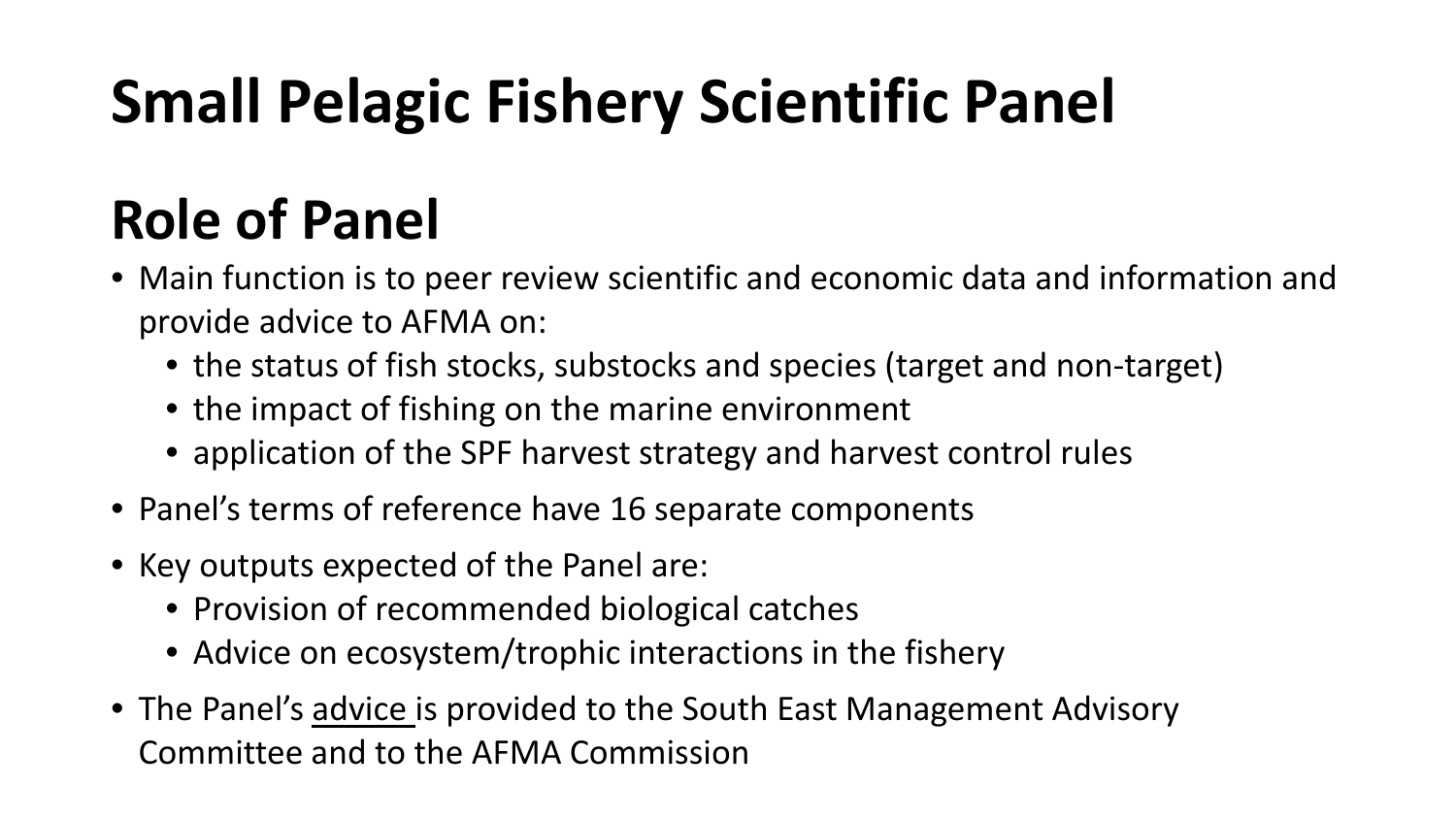# Small Pelagic Fishery Scientific Panel

## Role of Panel

- Main function is to peer review scientific and economic data and information and provide advice to AFMA on:
  - the status of fish stocks, substocks and species (target and non-target)
  - the impact of fishing on the marine environment
  - application of the SPF harvest strategy and harvest control rules
- Panel's terms of reference have 16 separate components
- Key outputs expected of the Panel are:
  - Provision of recommended biological catches
  - Advice on ecosystem/trophic interactions in the fishery
- The Panel's <u>advice</u> is provided to the South East Management Advisory Committee and to the AFMA Commission